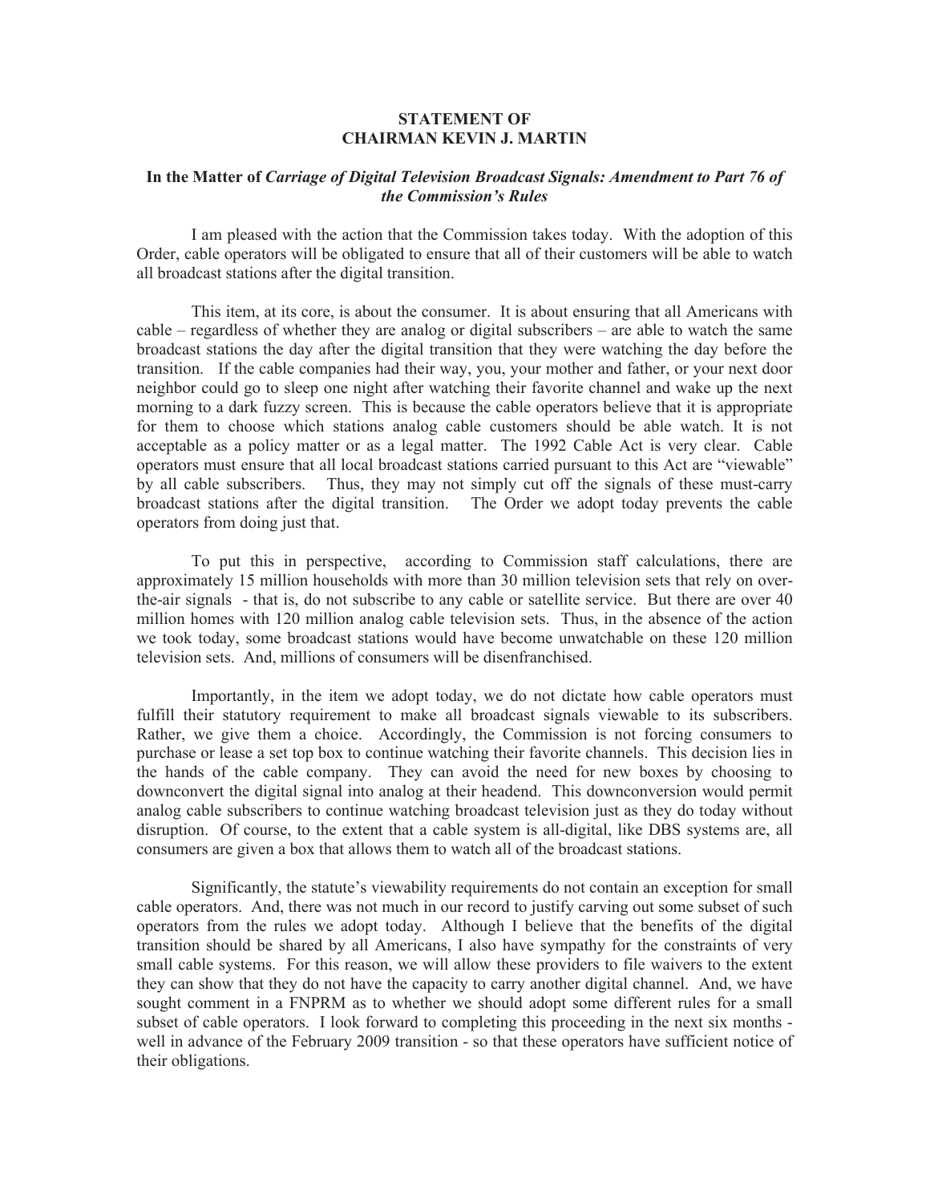**STATEMENT OF**
**CHAIRMAN KEVIN J. MARTIN**

**In the Matter of *Carriage of Digital Television Broadcast Signals: Amendment to Part 76 of the Commission's Rules***

I am pleased with the action that the Commission takes today. With the adoption of this Order, cable operators will be obligated to ensure that all of their customers will be able to watch all broadcast stations after the digital transition.

This item, at its core, is about the consumer. It is about ensuring that all Americans with cable – regardless of whether they are analog or digital subscribers – are able to watch the same broadcast stations the day after the digital transition that they were watching the day before the transition. If the cable companies had their way, you, your mother and father, or your next door neighbor could go to sleep one night after watching their favorite channel and wake up the next morning to a dark fuzzy screen. This is because the cable operators believe that it is appropriate for them to choose which stations analog cable customers should be able watch. It is not acceptable as a policy matter or as a legal matter. The 1992 Cable Act is very clear. Cable operators must ensure that all local broadcast stations carried pursuant to this Act are "viewable" by all cable subscribers. Thus, they may not simply cut off the signals of these must-carry broadcast stations after the digital transition. The Order we adopt today prevents the cable operators from doing just that.

To put this in perspective, according to Commission staff calculations, there are approximately 15 million households with more than 30 million television sets that rely on over-the-air signals - that is, do not subscribe to any cable or satellite service. But there are over 40 million homes with 120 million analog cable television sets. Thus, in the absence of the action we took today, some broadcast stations would have become unwatchable on these 120 million television sets. And, millions of consumers will be disenfranchised.

Importantly, in the item we adopt today, we do not dictate how cable operators must fulfill their statutory requirement to make all broadcast signals viewable to its subscribers. Rather, we give them a choice. Accordingly, the Commission is not forcing consumers to purchase or lease a set top box to continue watching their favorite channels. This decision lies in the hands of the cable company. They can avoid the need for new boxes by choosing to downconvert the digital signal into analog at their headend. This downconversion would permit analog cable subscribers to continue watching broadcast television just as they do today without disruption. Of course, to the extent that a cable system is all-digital, like DBS systems are, all consumers are given a box that allows them to watch all of the broadcast stations.

Significantly, the statute's viewability requirements do not contain an exception for small cable operators. And, there was not much in our record to justify carving out some subset of such operators from the rules we adopt today. Although I believe that the benefits of the digital transition should be shared by all Americans, I also have sympathy for the constraints of very small cable systems. For this reason, we will allow these providers to file waivers to the extent they can show that they do not have the capacity to carry another digital channel. And, we have sought comment in a FNPRM as to whether we should adopt some different rules for a small subset of cable operators. I look forward to completing this proceeding in the next six months - well in advance of the February 2009 transition - so that these operators have sufficient notice of their obligations.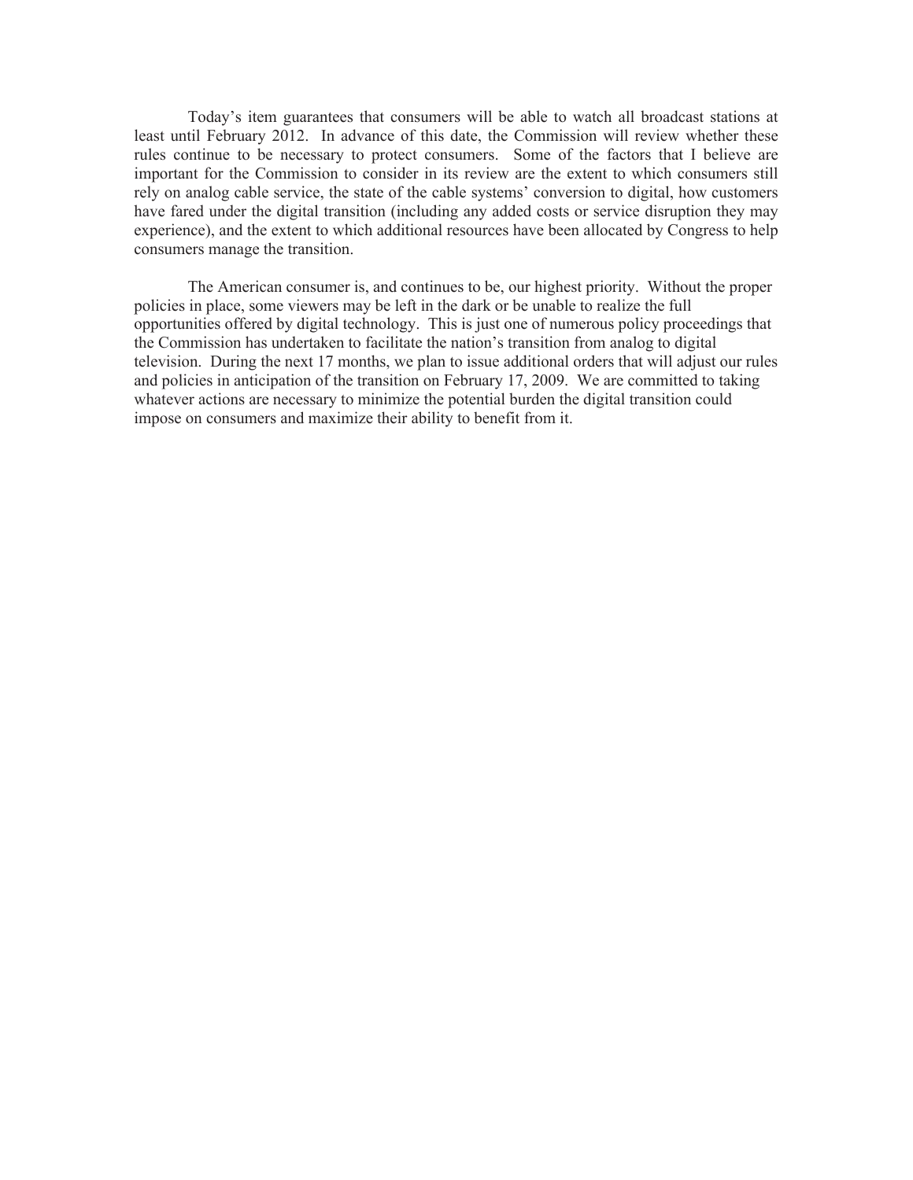Today's item guarantees that consumers will be able to watch all broadcast stations at least until February 2012. In advance of this date, the Commission will review whether these rules continue to be necessary to protect consumers. Some of the factors that I believe are important for the Commission to consider in its review are the extent to which consumers still rely on analog cable service, the state of the cable systems' conversion to digital, how customers have fared under the digital transition (including any added costs or service disruption they may experience), and the extent to which additional resources have been allocated by Congress to help consumers manage the transition.

The American consumer is, and continues to be, our highest priority. Without the proper policies in place, some viewers may be left in the dark or be unable to realize the full opportunities offered by digital technology. This is just one of numerous policy proceedings that the Commission has undertaken to facilitate the nation's transition from analog to digital television. During the next 17 months, we plan to issue additional orders that will adjust our rules and policies in anticipation of the transition on February 17, 2009. We are committed to taking whatever actions are necessary to minimize the potential burden the digital transition could impose on consumers and maximize their ability to benefit from it.